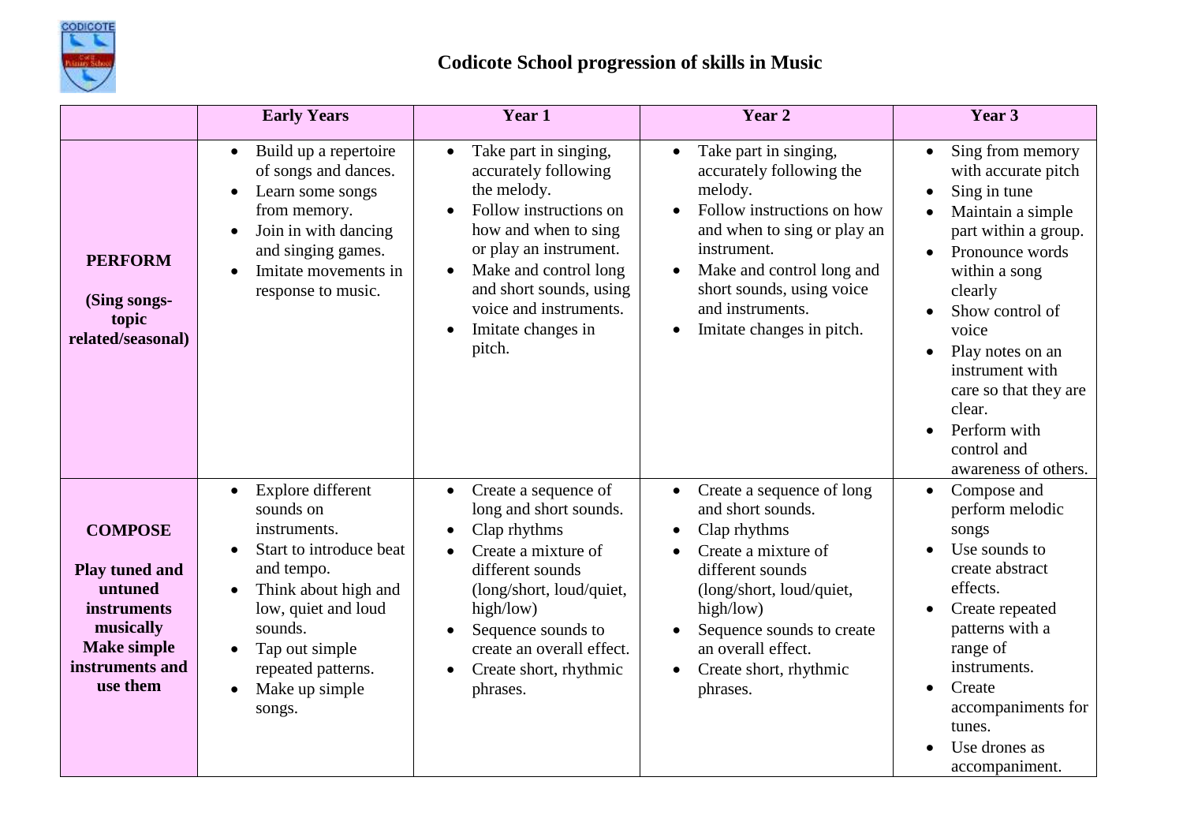# Codicote School progression of skills in Music

| | Early Years | Year 1 | Year 2 | Year 3 |
|---|---|---|---|---|
| **PERFORM**<br><br>**(Sing songs- topic related/seasonal)** | • Build up a repertoire of songs and dances.<br>• Learn some songs from memory.<br>• Join in with dancing and singing games.<br>• Imitate movements in response to music. | • Take part in singing, accurately following the melody.<br>• Follow instructions on how and when to sing or play an instrument.<br>• Make and control long and short sounds, using voice and instruments.<br>• Imitate changes in pitch. | • Take part in singing, accurately following the melody.<br>• Follow instructions on how and when to sing or play an instrument.<br>• Make and control long and short sounds, using voice and instruments.<br>• Imitate changes in pitch. | • Sing from memory with accurate pitch<br>• Sing in tune<br>• Maintain a simple part within a group.<br>• Pronounce words within a song clearly<br>• Show control of voice<br>• Play notes on an instrument with care so that they are clear.<br>• Perform with control and awareness of others. |
| **COMPOSE**<br><br>**Play tuned and untuned instruments musically**<br>**Make simple instruments and use them** | • Explore different sounds on instruments.<br>• Start to introduce beat and tempo.<br>• Think about high and low, quiet and loud sounds.<br>• Tap out simple repeated patterns.<br>• Make up simple songs. | • Create a sequence of long and short sounds.<br>• Clap rhythms<br>• Create a mixture of different sounds (long/short, loud/quiet, high/low)<br>• Sequence sounds to create an overall effect.<br>• Create short, rhythmic phrases. | • Create a sequence of long and short sounds.<br>• Clap rhythms<br>• Create a mixture of different sounds (long/short, loud/quiet, high/low)<br>• Sequence sounds to create an overall effect.<br>• Create short, rhythmic phrases. | • Compose and perform melodic songs<br>• Use sounds to create abstract effects.<br>• Create repeated patterns with a range of instruments.<br>• Create accompaniments for tunes.<br>• Use drones as accompaniment. |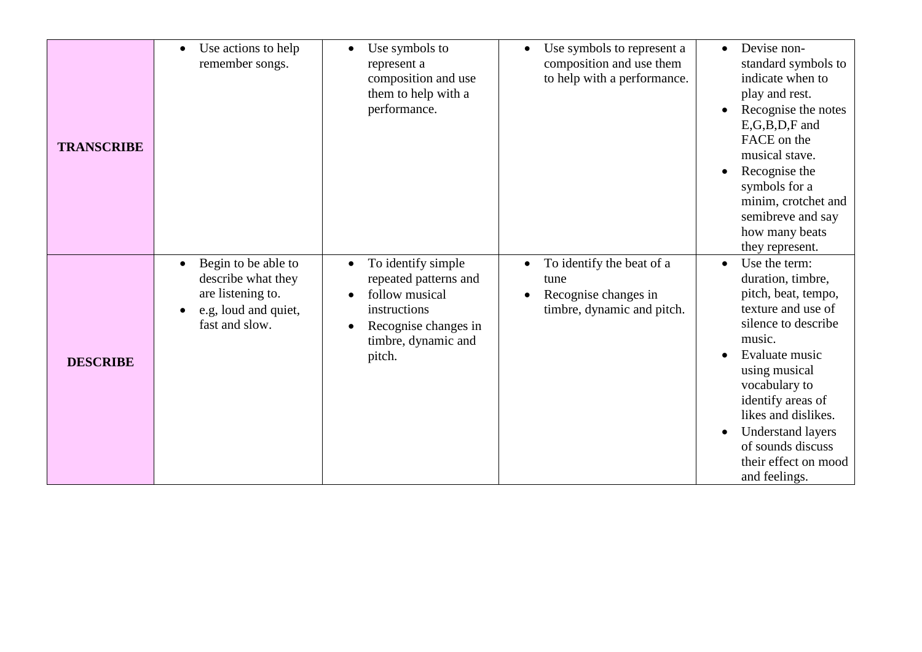| | | | | |
|---|---|---|---|---|
| **TRANSCRIBE** | • Use actions to help remember songs. | • Use symbols to represent a composition and use them to help with a performance. | • Use symbols to represent a composition and use them to help with a performance. | • Devise non-standard symbols to indicate when to play and rest.<br>• Recognise the notes E,G,B,D,F and FACE on the musical stave.<br>• Recognise the symbols for a minim, crotchet and semibreve and say how many beats they represent. |
| **DESCRIBE** | • Begin to be able to describe what they are listening to.<br>• e.g, loud and quiet, fast and slow. | • To identify simple repeated patterns and<br>• follow musical instructions<br>• Recognise changes in timbre, dynamic and pitch. | • To identify the beat of a tune<br>• Recognise changes in timbre, dynamic and pitch. | • Use the term: duration, timbre, pitch, beat, tempo, texture and use of silence to describe music.<br>• Evaluate music using musical vocabulary to identify areas of likes and dislikes.<br>• Understand layers of sounds discuss their effect on mood and feelings. |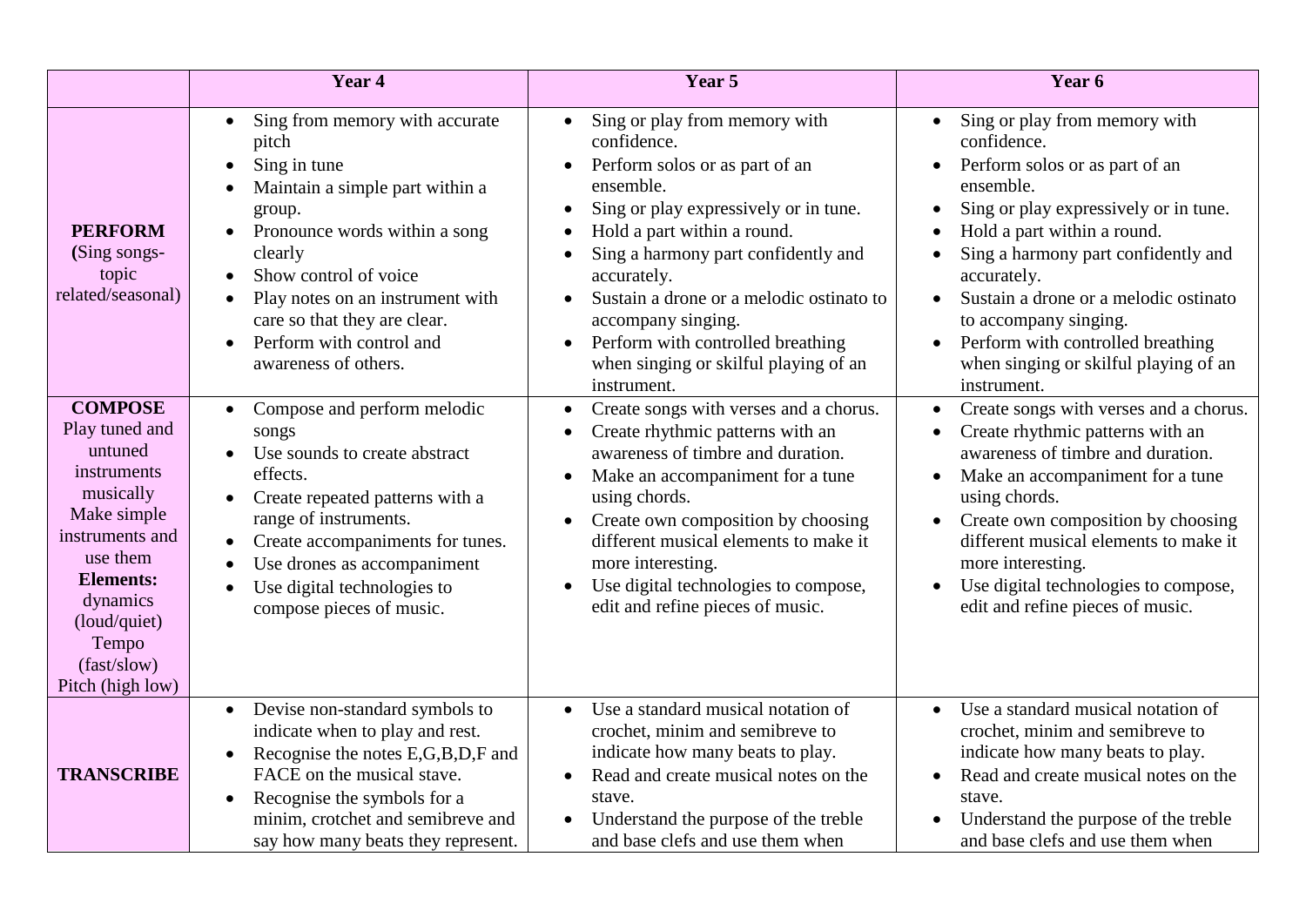| | Year 4 | Year 5 | Year 6 |
|---|---|---|---|
| **PERFORM** **(**Sing songs- topic related/seasonal) | • Sing from memory with accurate pitch<br>• Sing in tune<br>• Maintain a simple part within a group.<br>• Pronounce words within a song clearly<br>• Show control of voice<br>• Play notes on an instrument with care so that they are clear.<br>• Perform with control and awareness of others. | • Sing or play from memory with confidence.<br>• Perform solos or as part of an ensemble.<br>• Sing or play expressively or in tune.<br>• Hold a part within a round.<br>• Sing a harmony part confidently and accurately.<br>• Sustain a drone or a melodic ostinato to accompany singing.<br>• Perform with controlled breathing when singing or skilful playing of an instrument. | • Sing or play from memory with confidence.<br>• Perform solos or as part of an ensemble.<br>• Sing or play expressively or in tune.<br>• Hold a part within a round.<br>• Sing a harmony part confidently and accurately.<br>• Sustain a drone or a melodic ostinato to accompany singing.<br>• Perform with controlled breathing when singing or skilful playing of an instrument. |
| **COMPOSE** Play tuned and untuned instruments musically Make simple instruments and use them **Elements:** dynamics (loud/quiet) Tempo (fast/slow) Pitch (high low) | • Compose and perform melodic songs<br>• Use sounds to create abstract effects.<br>• Create repeated patterns with a range of instruments.<br>• Create accompaniments for tunes.<br>• Use drones as accompaniment<br>• Use digital technologies to compose pieces of music. | • Create songs with verses and a chorus.<br>• Create rhythmic patterns with an awareness of timbre and duration.<br>• Make an accompaniment for a tune using chords.<br>• Create own composition by choosing different musical elements to make it more interesting.<br>• Use digital technologies to compose, edit and refine pieces of music. | • Create songs with verses and a chorus.<br>• Create rhythmic patterns with an awareness of timbre and duration.<br>• Make an accompaniment for a tune using chords.<br>• Create own composition by choosing different musical elements to make it more interesting.<br>• Use digital technologies to compose, edit and refine pieces of music. |
| **TRANSCRIBE** | • Devise non-standard symbols to indicate when to play and rest.<br>• Recognise the notes E,G,B,D,F and FACE on the musical stave.<br>• Recognise the symbols for a minim, crotchet and semibreve and say how many beats they represent. | • Use a standard musical notation of crochet, minim and semibreve to indicate how many beats to play.<br>• Read and create musical notes on the stave.<br>• Understand the purpose of the treble and base clefs and use them when | • Use a standard musical notation of crochet, minim and semibreve to indicate how many beats to play.<br>• Read and create musical notes on the stave.<br>• Understand the purpose of the treble and base clefs and use them when |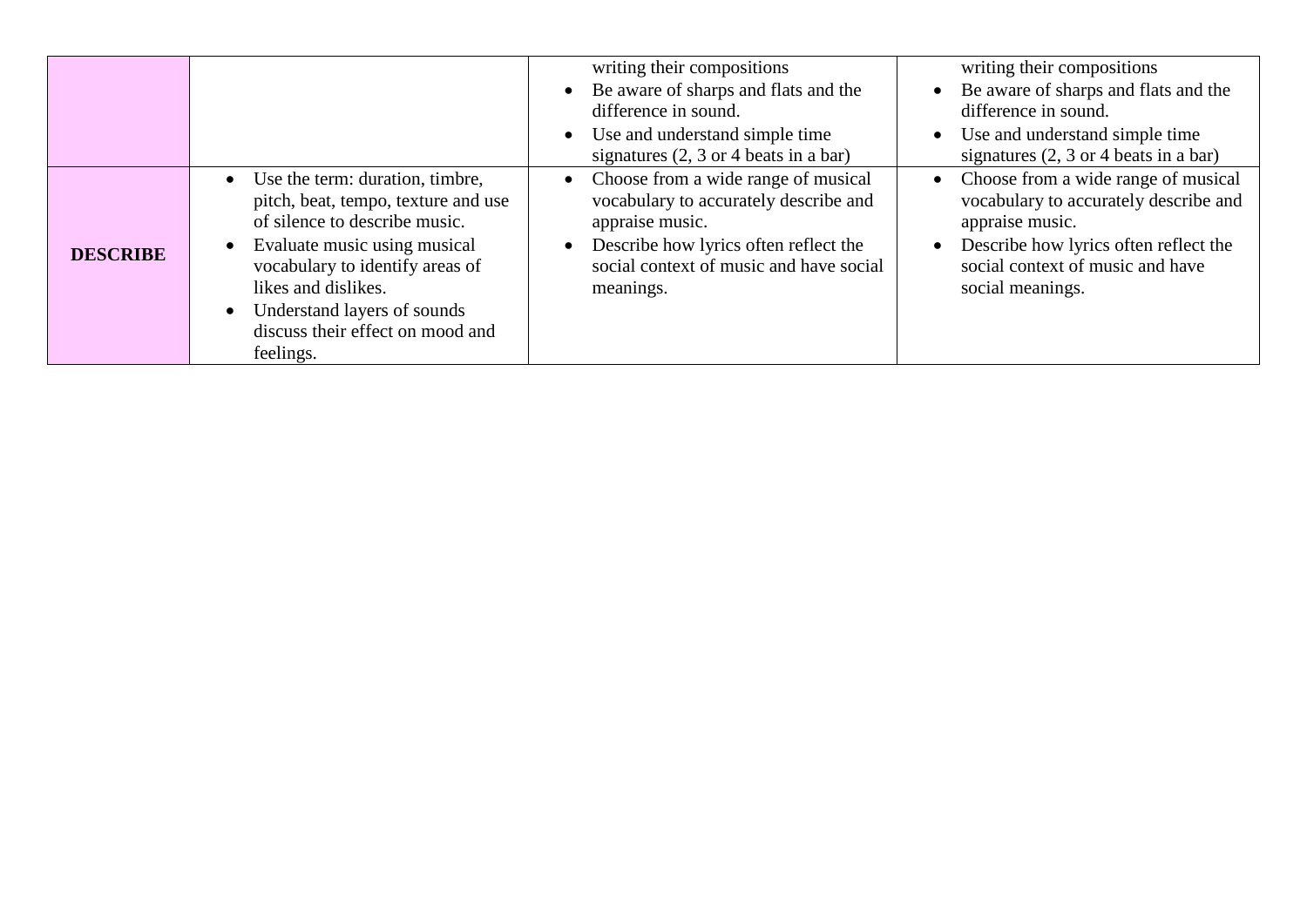| | | | |
|---|---|---|---|
| | | writing their compositions<br>• Be aware of sharps and flats and the difference in sound.<br>• Use and understand simple time signatures (2, 3 or 4 beats in a bar) | writing their compositions<br>• Be aware of sharps and flats and the difference in sound.<br>• Use and understand simple time signatures (2, 3 or 4 beats in a bar) |
| **DESCRIBE** | • Use the term: duration, timbre, pitch, beat, tempo, texture and use of silence to describe music.<br>• Evaluate music using musical vocabulary to identify areas of likes and dislikes.<br>• Understand layers of sounds discuss their effect on mood and feelings. | • Choose from a wide range of musical vocabulary to accurately describe and appraise music.<br>• Describe how lyrics often reflect the social context of music and have social meanings. | • Choose from a wide range of musical vocabulary to accurately describe and appraise music.<br>• Describe how lyrics often reflect the social context of music and have social meanings. |